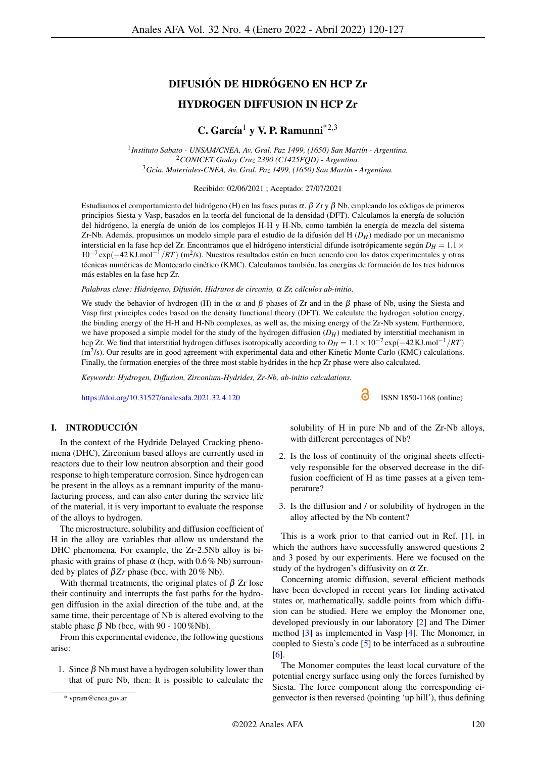# DIFUSIÓN DE HIDRÓGENO EN HCP Zr

# HYDROGEN DIFFUSION IN HCP Zr

**C. García[1] y V. P. Ramunni*[2,3]**

[1] *Instituto Sabato - UNSAM/CNEA, Av. Gral. Paz 1499, (1650) San Martín - Argentina.*
[2] *CONICET Godoy Cruz 2390 (C1425FQD) - Argentina.*
[3] *Gcia. Materiales-CNEA, Av. Gral. Paz 1499, (1650) San Martín - Argentina.*

Recibido: 02/06/2021 ; Aceptado: 27/07/2021

Estudiamos el comportamiento del hidrógeno (H) en las fases puras $\alpha$, $\beta$ Zr y $\beta$ Nb, empleando los códigos de primeros principios Siesta y Vasp, basados en la teoría del funcional de la densidad (DFT). Calculamos la energía de solución del hidrógeno, la energía de unión de los complejos H-H y H-Nb, como también la energía de mezcla del sistema Zr-Nb. Además, propusimos un modelo simple para el estudio de la difusión del H ($D_H$) mediado por un mecanismo intersticial en la fase hcp del Zr. Encontramos que el hidrógeno intersticial difunde isotrópicamente según $D_H = 1.1 \times 10^{-7} \exp(-42\,\mathrm{KJ.mol}^{-1}/RT)$ (m$^2$/s). Nuestros resultados están en buen acuerdo con los datos experimentales y otras técnicas numéricas de Montecarlo cinético (KMC). Calculamos también, las energías de formación de los tres hidruros más estables en la fase hcp Zr.

*Palabras clave: Hidrógeno, Difusión, Hidruros de circonio, $\alpha$ Zr, cálculos ab-initio.*

We study the behavior of hydrogen (H) in the $\alpha$ and $\beta$ phases of Zr and in the $\beta$ phase of Nb, using the Siesta and Vasp first principles codes based on the density functional theory (DFT). We calculate the hydrogen solution energy, the binding energy of the H-H and H-Nb complexes, as well as, the mixing energy of the Zr-Nb system. Furthermore, we have proposed a simple model for the study of the hydrogen diffusion ($D_H$) mediated by interstitial mechanism in hcp Zr. We find that interstitial hydrogen diffuses isotropically according to $D_H = 1.1 \times 10^{-7} \exp(-42\,\mathrm{KJ.mol}^{-1}/RT)$ (m$^2$/s). Our results are in good agreement with experimental data and other Kinetic Monte Carlo (KMC) calculations. Finally, the formation energies of the three most stable hydrides in the hcp Zr phase were also calculated.

*Keywords: Hydrogen, Diffusion, Zirconium-Hydrides, Zr-Nb, ab-initio calculations.*

https://doi.org/10.31527/analesafa.2021.32.4.120 ISSN 1850-1168 (online)

## I. INTRODUCCIÓN

In the context of the Hydride Delayed Cracking phenomena (DHC), Zirconium based alloys are currently used in reactors due to their low neutron absorption and their good response to high temperature corrosion. Since hydrogen can be present in the alloys as a remnant impurity of the manufacturing process, and can also enter during the service life of the material, it is very important to evaluate the response of the alloys to hydrogen.

The microstructure, solubility and diffusion coefficient of H in the alloy are variables that allow us understand the DHC phenomena. For example, the Zr-2.5Nb alloy is biphasic with grains of phase $\alpha$ (hcp, with 0.6 % Nb) surrounded by plates of $\beta Zr$ phase (bcc, with 20 % Nb).

With thermal treatments, the original plates of $\beta$ Zr lose their continuity and interrupts the fast paths for the hydrogen diffusion in the axial direction of the tube and, at the same time, their percentage of Nb is altered evolving to the stable phase $\beta$ Nb (bcc, with 90 - 100 %Nb).

From this experimental evidence, the following questions arise:

1. Since $\beta$ Nb must have a hydrogen solubility lower than that of pure Nb, then: It is possible to calculate the solubility of H in pure Nb and of the Zr-Nb alloys, with different percentages of Nb?
2. Is the loss of continuity of the original sheets effectively responsible for the observed decrease in the diffusion coefficient of H as time passes at a given temperature?
3. Is the diffusion and / or solubility of hydrogen in the alloy affected by the Nb content?

This is a work prior to that carried out in Ref. [1], in which the authors have successfully answered questions 2 and 3 posed by our experiments. Here we focused on the study of the hydrogen's diffusivity on $\alpha$ Zr.

Concerning atomic diffusion, several efficient methods have been developed in recent years for finding activated states or, mathematically, saddle points from which diffusion can be studied. Here we employ the Monomer one, developed previously in our laboratory [2] and The Dimer method [3] as implemented in Vasp [4]. The Monomer, in coupled to Siesta's code [5] to be interfaced as a subroutine [6].

The Monomer computes the least local curvature of the potential energy surface using only the forces furnished by Siesta. The force component along the corresponding eigenvector is then reversed (pointing 'up hill'), thus defining

* vpram@cnea.gov.ar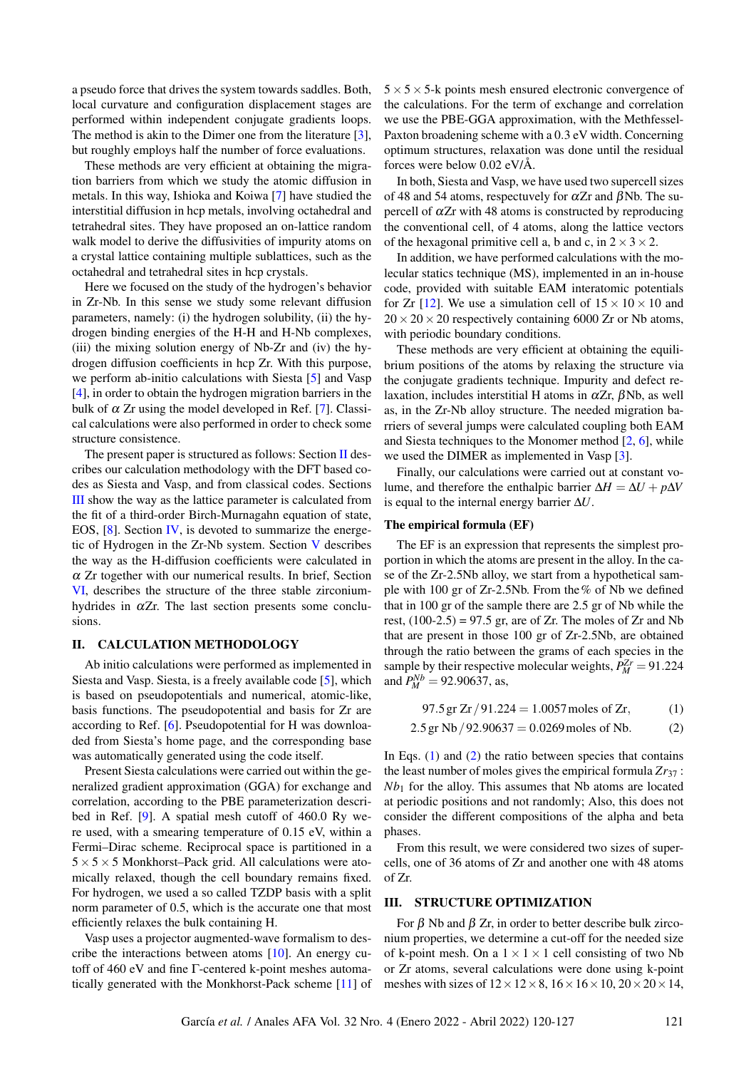a pseudo force that drives the system towards saddles. Both, local curvature and configuration displacement stages are performed within independent conjugate gradients loops. The method is akin to the Dimer one from the literature [3], but roughly employs half the number of force evaluations.

These methods are very efficient at obtaining the migration barriers from which we study the atomic diffusion in metals. In this way, Ishioka and Koiwa [7] have studied the interstitial diffusion in hcp metals, involving octahedral and tetrahedral sites. They have proposed an on-lattice random walk model to derive the diffusivities of impurity atoms on a crystal lattice containing multiple sublattices, such as the octahedral and tetrahedral sites in hcp crystals.

Here we focused on the study of the hydrogen's behavior in Zr-Nb. In this sense we study some relevant diffusion parameters, namely: (i) the hydrogen solubility, (ii) the hydrogen binding energies of the H-H and H-Nb complexes, (iii) the mixing solution energy of Nb-Zr and (iv) the hydrogen diffusion coefficients in hcp Zr. With this purpose, we perform ab-initio calculations with Siesta [5] and Vasp [4], in order to obtain the hydrogen migration barriers in the bulk of $\alpha$ Zr using the model developed in Ref. [7]. Classical calculations were also performed in order to check some structure consistence.

The present paper is structured as follows: Section II describes our calculation methodology with the DFT based codes as Siesta and Vasp, and from classical codes. Sections III show the way as the lattice parameter is calculated from the fit of a third-order Birch-Murnagahn equation of state, EOS, [8]. Section IV, is devoted to summarize the energetic of Hydrogen in the Zr-Nb system. Section V describes the way as the H-diffusion coefficients were calculated in $\alpha$ Zr together with our numerical results. In brief, Section VI, describes the structure of the three stable zirconium-hydrides in $\alpha$Zr. The last section presents some conclusions.

## II. CALCULATION METHODOLOGY

Ab initio calculations were performed as implemented in Siesta and Vasp. Siesta, is a freely available code [5], which is based on pseudopotentials and numerical, atomic-like, basis functions. The pseudopotential and basis for Zr are according to Ref. [6]. Pseudopotential for H was downloaded from Siesta's home page, and the corresponding base was automatically generated using the code itself.

Present Siesta calculations were carried out within the generalized gradient approximation (GGA) for exchange and correlation, according to the PBE parameterization described in Ref. [9]. A spatial mesh cutoff of 460.0 Ry were used, with a smearing temperature of 0.15 eV, within a Fermi–Dirac scheme. Reciprocal space is partitioned in a $5\times5\times5$ Monkhorst–Pack grid. All calculations were atomically relaxed, though the cell boundary remains fixed. For hydrogen, we used a so called TZDP basis with a split norm parameter of 0.5, which is the accurate one that most efficiently relaxes the bulk containing H.

Vasp uses a projector augmented-wave formalism to describe the interactions between atoms [10]. An energy cutoff of 460 eV and fine $\Gamma$-centered k-point meshes automatically generated with the Monkhorst-Pack scheme [11] of $5\times5\times5$-k points mesh ensured electronic convergence of the calculations. For the term of exchange and correlation we use the PBE-GGA approximation, with the Methfessel-Paxton broadening scheme with a 0.3 eV width. Concerning optimum structures, relaxation was done until the residual forces were below 0.02 eV/Å.

In both, Siesta and Vasp, we have used two supercell sizes of 48 and 54 atoms, respectuely for $\alpha$Zr and $\beta$Nb. The supercell of $\alpha$Zr with 48 atoms is constructed by reproducing the conventional cell, of 4 atoms, along the lattice vectors of the hexagonal primitive cell a, b and c, in $2\times3\times2$.

In addition, we have performed calculations with the molecular statics technique (MS), implemented in an in-house code, provided with suitable EAM interatomic potentials for Zr [12]. We use a simulation cell of $15\times10\times10$ and $20\times20\times20$ respectively containing 6000 Zr or Nb atoms, with periodic boundary conditions.

These methods are very efficient at obtaining the equilibrium positions of the atoms by relaxing the structure via the conjugate gradients technique. Impurity and defect relaxation, includes interstitial H atoms in $\alpha$Zr, $\beta$Nb, as well as, in the Zr-Nb alloy structure. The needed migration barriers of several jumps were calculated coupling both EAM and Siesta techniques to the Monomer method [2, 6], while we used the DIMER as implemented in Vasp [3].

Finally, our calculations were carried out at constant volume, and therefore the enthalpic barrier $\Delta H = \Delta U + p\Delta V$ is equal to the internal energy barrier $\Delta U$.

### The empirical formula (EF)

The EF is an expression that represents the simplest proportion in which the atoms are present in the alloy. In the case of the Zr-2.5Nb alloy, we start from a hypothetical sample with 100 gr of Zr-2.5Nb. From the % of Nb we defined that in 100 gr of the sample there are 2.5 gr of Nb while the rest, (100-2.5) = 97.5 gr, are of Zr. The moles of Zr and Nb that are present in those 100 gr of Zr-2.5Nb, are obtained through the ratio between the grams of each species in the sample by their respective molecular weights, $P_M^{Zr} = 91.224$ and $P_M^{Nb} = 92.90637$, as,

$$97.5\,\text{gr Zr}\,/\,91.224 = 1.0057\,\text{moles of Zr}, \tag{1}$$

$$2.5\,\text{gr Nb}\,/\,92.90637 = 0.0269\,\text{moles of Nb}. \tag{2}$$

In Eqs. (1) and (2) the ratio between species that contains the least number of moles gives the empirical formula $Zr_{37}:Nb_1$ for the alloy. This assumes that Nb atoms are located at periodic positions and not randomly; Also, this does not consider the different compositions of the alpha and beta phases.

From this result, we were considered two sizes of supercells, one of 36 atoms of Zr and another one with 48 atoms of Zr.

## III. STRUCTURE OPTIMIZATION

For $\beta$ Nb and $\beta$ Zr, in order to better describe bulk zirconium properties, we determine a cut-off for the needed size of k-point mesh. On a $1\times1\times1$ cell consisting of two Nb or Zr atoms, several calculations were done using k-point meshes with sizes of $12\times12\times8$, $16\times16\times10$, $20\times20\times14$,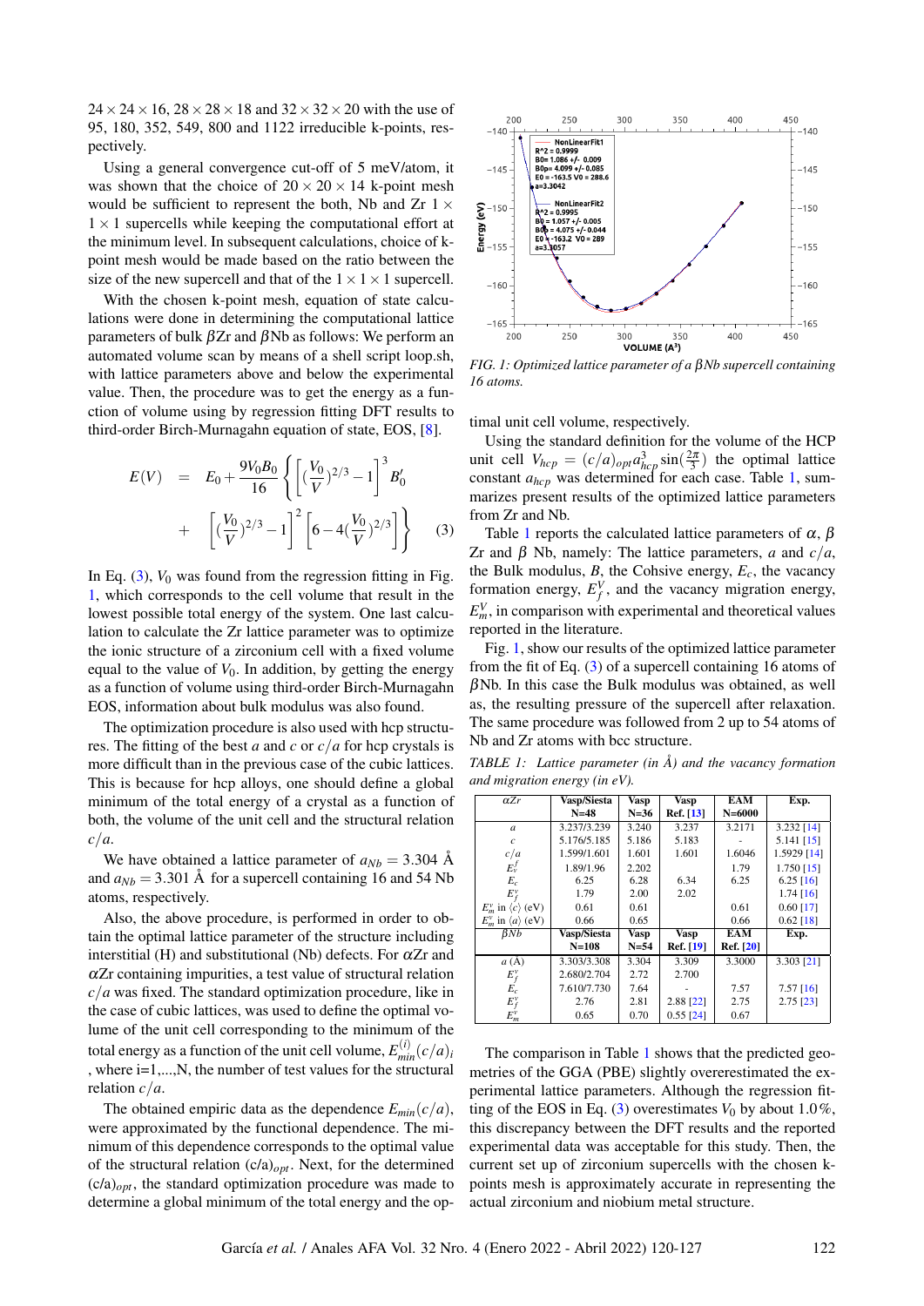$24\times24\times16$, $28\times28\times18$ and $32\times32\times20$ with the use of 95, 180, 352, 549, 800 and 1122 irreducible k-points, respectively.

Using a general convergence cut-off of 5 meV/atom, it was shown that the choice of $20\times20\times14$ k-point mesh would be sufficient to represent the both, Nb and Zr $1\times1\times1$ supercells while keeping the computational effort at the minimum level. In subsequent calculations, choice of k-point mesh would be made based on the ratio between the size of the new supercell and that of the $1\times1\times1$ supercell.

With the chosen k-point mesh, equation of state calculations were done in determining the computational lattice parameters of bulk $\beta$Zr and $\beta$Nb as follows: We perform an automated volume scan by means of a shell script loop.sh, with lattice parameters above and below the experimental value. Then, the procedure was to get the energy as a function of volume using by regression fitting DFT results to third-order Birch-Murnagahn equation of state, EOS, [8].

$$E(V) = E_0 + \frac{9V_0B_0}{16}\left\{\left[\left(\frac{V_0}{V}\right)^{2/3}-1\right]^3 B_0' + \left[\left(\frac{V_0}{V}\right)^{2/3}-1\right]^2\left[6-4\left(\frac{V_0}{V}\right)^{2/3}\right]\right\} \quad (3)$$

In Eq. (3), $V_0$ was found from the regression fitting in Fig. 1, which corresponds to the cell volume that result in the lowest possible total energy of the system. One last calculation to calculate the Zr lattice parameter was to optimize the ionic structure of a zirconium cell with a fixed volume equal to the value of $V_0$. In addition, by getting the energy as a function of volume using third-order Birch-Murnagahn EOS, information about bulk modulus was also found.

The optimization procedure is also used with hcp structures. The fitting of the best $a$ and $c$ or $c/a$ for hcp crystals is more difficult than in the previous case of the cubic lattices. This is because for hcp alloys, one should define a global minimum of the total energy of a crystal as a function of both, the volume of the unit cell and the structural relation $c/a$.

We have obtained a lattice parameter of $a_{Nb}=3.304$ Å and $a_{Nb}=3.301$ Å for a supercell containing 16 and 54 Nb atoms, respectively.

Also, the above procedure, is performed in order to obtain the optimal lattice parameter of the structure including interstitial (H) and substitutional (Nb) defects. For $\alpha$Zr and $\alpha$Zr containing impurities, a test value of structural relation $c/a$ was fixed. The standard optimization procedure, like in the case of cubic lattices, was used to define the optimal volume of the unit cell corresponding to the minimum of the total energy as a function of the unit cell volume, $E^{(i)}_{min}(c/a)_i$, where i=1,...,N, the number of test values for the structural relation $c/a$.

The obtained empiric data as the dependence $E_{min}(c/a)$, were approximated by the functional dependence. The minimum of this dependence corresponds to the optimal value of the structural relation $(c/a)_{opt}$. Next, for the determined $(c/a)_{opt}$, the standard optimization procedure was made to determine a global minimum of the total energy and the optimal unit cell volume, respectively.

Using the standard definition for the volume of the HCP unit cell $V_{hcp}=(c/a)_{opt}a^3_{hcp}\sin(\frac{2\pi}{3})$ the optimal lattice constant $a_{hcp}$ was determined for each case. Table 1, summarizes present results of the optimized lattice parameters from Zr and Nb.

Table 1 reports the calculated lattice parameters of $\alpha$, $\beta$ Zr and $\beta$ Nb, namely: The lattice parameters, $a$ and $c/a$, the Bulk modulus, $B$, the Cohsive energy, $E_c$, the vacancy formation energy, $E^V_f$, and the vacancy migration energy, $E^V_m$, in comparison with experimental and theoretical values reported in the literature.

Fig. 1, show our results of the optimized lattice parameter from the fit of Eq. (3) of a supercell containing 16 atoms of $\beta$Nb. In this case the Bulk modulus was obtained, as well as, the resulting pressure of the supercell after relaxation. The same procedure was followed from 2 up to 54 atoms of Nb and Zr atoms with bcc structure.

*FIG. 1: Optimized lattice parameter of a $\beta$Nb supercell containing 16 atoms.*

*TABLE 1: Lattice parameter (in Å) and the vacancy formation and migration energy (in eV).*

| $\alpha Zr$ | Vasp/Siesta N=48 | Vasp N=36 | Vasp Ref. [13] | EAM N=6000 | Exp. |
|---|---|---|---|---|---|
| $a$ | 3.237/3.239 | 3.240 | 3.237 | 3.2171 | 3.232 [14] |
| $c$ | 5.176/5.185 | 5.186 | 5.183 | - | 5.141 [15] |
| $c/a$ | 1.599/1.601 | 1.601 | 1.601 | 1.6046 | 1.5929 [14] |
| $E^f_v$ | 1.89/1.96 | 2.202 | | 1.79 | 1.750 [15] |
| $E_c$ | 6.25 | 6.28 | 6.34 | 6.25 | 6.25 [16] |
| $E^v_f$ | 1.79 | 2.00 | 2.02 | | 1.74 [16] |
| $E^v_m$ in $\langle c\rangle$ (eV) | 0.61 | 0.61 | | 0.61 | 0.60 [17] |
| $E^v_m$ in $\langle a\rangle$ (eV) | 0.66 | 0.65 | | 0.66 | 0.62 [18] |
| $\beta Nb$ | Vasp/Siesta N=108 | Vasp N=54 | Vasp Ref. [19] | EAM Ref. [20] | Exp. |
| $a$ (A) | 3.303/3.308 | 3.304 | 3.309 | 3.3000 | 3.303 [21] |
| $E^v_f$ | 2.680/2.704 | 2.72 | 2.700 | | |
| $E_c$ | 7.610/7.730 | 7.64 | - | 7.57 | 7.57 [16] |
| $E^v_f$ | 2.76 | 2.81 | 2.88 [22] | 2.75 | 2.75 [23] |
| $E^v_m$ | 0.65 | 0.70 | 0.55 [24] | 0.67 | |

The comparison in Table 1 shows that the predicted geometries of the GGA (PBE) slightly overerestimated the experimental lattice parameters. Although the regression fitting of the EOS in Eq. (3) overestimates $V_0$ by about 1.0%, this discrepancy between the DFT results and the reported experimental data was acceptable for this study. Then, the current set up of zirconium supercells with the chosen k-points mesh is approximately accurate in representing the actual zirconium and niobium metal structure.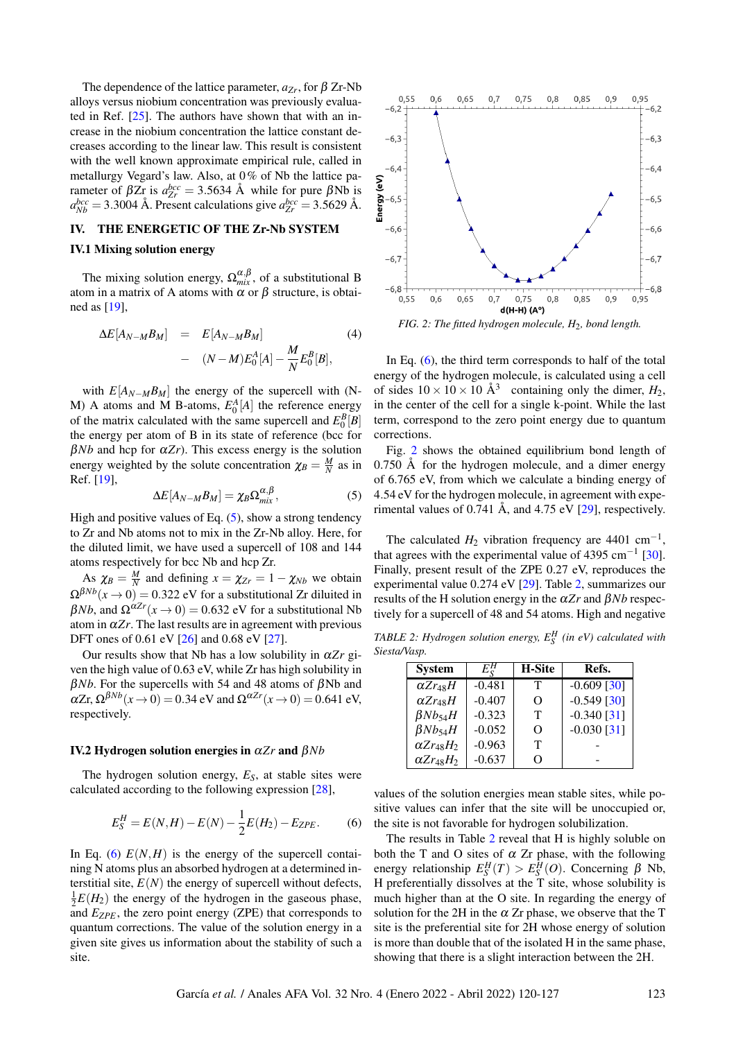The dependence of the lattice parameter, $a_{Zr}$, for $\beta$ Zr-Nb alloys versus niobium concentration was previously evaluated in Ref. [25]. The authors have shown that with an increase in the niobium concentration the lattice constant decreases according to the linear law. This result is consistent with the well known approximate empirical rule, called in metallurgy Vegard's law. Also, at 0% of Nb the lattice parameter of $\beta$Zr is $a_{Zr}^{bcc} = 3.5634$ Å while for pure $\beta$Nb is $a_{Nb}^{bcc} = 3.3004$ Å. Present calculations give $a_{Zr}^{bcc} = 3.5629$ Å.

## IV. THE ENERGETIC OF THE Zr-Nb SYSTEM

### IV.1 Mixing solution energy

The mixing solution energy, $\Omega_{mix}^{\alpha,\beta}$, of a substitutional B atom in a matrix of A atoms with $\alpha$ or $\beta$ structure, is obtained as [19],

$$\Delta E[A_{N-M}B_M] = E[A_{N-M}B_M] - (N-M)E_0^A[A] - \frac{M}{N}E_0^B[B], \quad (4)$$

with $E[A_{N-M}B_M]$ the energy of the supercell with (N-M) A atoms and M B-atoms, $E_0^A[A]$ the reference energy of the matrix calculated with the same supercell and $E_0^B[B]$ the energy per atom of B in its state of reference (bcc for $\beta Nb$ and hcp for $\alpha Zr$). This excess energy is the solution energy weighted by the solute concentration $\chi_B = \frac{M}{N}$ as in Ref. [19],

$$\Delta E[A_{N-M}B_M] = \chi_B \Omega_{mix}^{\alpha,\beta}, \quad (5)$$

High and positive values of Eq. (5), show a strong tendency to Zr and Nb atoms not to mix in the Zr-Nb alloy. Here, for the diluted limit, we have used a supercell of 108 and 144 atoms respectively for bcc Nb and hcp Zr.

As $\chi_B = \frac{M}{N}$ and defining $x = \chi_{Zr} = 1 - \chi_{Nb}$ we obtain $\Omega^{\beta Nb}(x \to 0) = 0.322$ eV for a substitutional Zr diluited in $\beta Nb$, and $\Omega^{\alpha Zr}(x \to 0) = 0.632$ eV for a substitutional Nb atom in $\alpha Zr$. The last results are in agreement with previous DFT ones of 0.61 eV [26] and 0.68 eV [27].

Our results show that Nb has a low solubility in $\alpha Zr$ given the high value of 0.63 eV, while Zr has high solubility in $\beta Nb$. For the supercells with 54 and 48 atoms of $\beta$Nb and $\alpha$Zr, $\Omega^{\beta Nb}(x \to 0) = 0.34$ eV and $\Omega^{\alpha Zr}(x \to 0) = 0.641$ eV, respectively.

### IV.2 Hydrogen solution energies in $\alpha Zr$ and $\beta Nb$

The hydrogen solution energy, $E_S$, at stable sites were calculated according to the following expression [28],

$$E_S^H = E(N,H) - E(N) - \frac{1}{2}E(H_2) - E_{ZPE}. \quad (6)$$

In Eq. (6) $E(N,H)$ is the energy of the supercell containing N atoms plus an absorbed hydrogen at a determined interstitial site, $E(N)$ the energy of supercell without defects, $\frac{1}{2}E(H_2)$ the energy of the hydrogen in the gaseous phase, and $E_{ZPE}$, the zero point energy (ZPE) that corresponds to quantum corrections. The value of the solution energy in a given site gives us information about the stability of such a site.

FIG. 2: The fitted hydrogen molecule, $H_2$, bond length.

In Eq. (6), the third term corresponds to half of the total energy of the hydrogen molecule, is calculated using a cell of sides $10 \times 10 \times 10$ Å$^3$ containing only the dimer, $H_2$, in the center of the cell for a single k-point. While the last term, correspond to the zero point energy due to quantum corrections.

Fig. 2 shows the obtained equilibrium bond length of 0.750 Å for the hydrogen molecule, and a dimer energy of 6.765 eV, from which we calculate a binding energy of 4.54 eV for the hydrogen molecule, in agreement with experimental values of 0.741 Å, and 4.75 eV [29], respectively.

The calculated $H_2$ vibration frequency are 4401 cm$^{-1}$, that agrees with the experimental value of 4395 cm$^{-1}$ [30]. Finally, present result of the ZPE 0.27 eV, reproduces the experimental value 0.274 eV [29]. Table 2, summarizes our results of the H solution energy in the $\alpha Zr$ and $\beta Nb$ respectively for a supercell of 48 and 54 atoms. High and negative values of the solution energies mean stable sites, while positive values can infer that the site will be unoccupied or, the site is not favorable for hydrogen solubilization.

TABLE 2: Hydrogen solution energy, $E_S^H$ (in eV) calculated with Siesta/Vasp.

| System | $E_S^H$ | H-Site | Refs. |
|---|---|---|---|
| $\alpha Zr_{48}H$ | -0.481 | T | -0.609 [30] |
| $\alpha Zr_{48}H$ | -0.407 | O | -0.549 [30] |
| $\beta Nb_{54}H$ | -0.323 | T | -0.340 [31] |
| $\beta Nb_{54}H$ | -0.052 | O | -0.030 [31] |
| $\alpha Zr_{48}H_2$ | -0.963 | T | - |
| $\alpha Zr_{48}H_2$ | -0.637 | O | - |

The results in Table 2 reveal that H is highly soluble on both the T and O sites of $\alpha$ Zr phase, with the following energy relationship $E_S^H(T) > E_S^H(O)$. Concerning $\beta$ Nb, H preferentially dissolves at the T site, whose solubility is much higher than at the O site. In regarding the energy of solution for the 2H in the $\alpha$ Zr phase, we observe that the T site is the preferential site for 2H whose energy of solution is more than double that of the isolated H in the same phase, showing that there is a slight interaction between the 2H.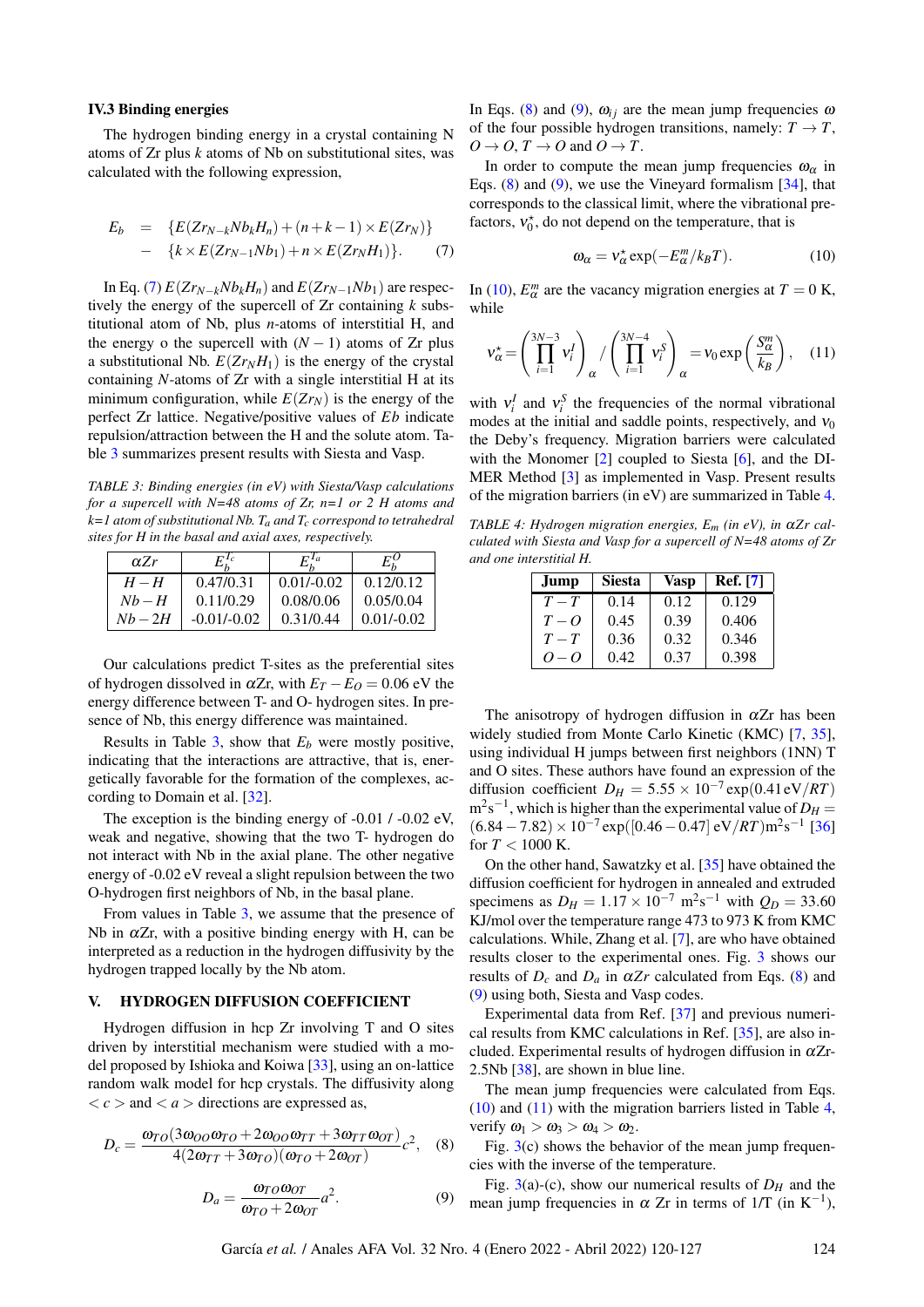### IV.3 Binding energies

The hydrogen binding energy in a crystal containing N atoms of Zr plus $k$ atoms of Nb on substitutional sites, was calculated with the following expression,

$$
\begin{aligned}
E_b &= \{E(Zr_{N-k}Nb_kH_n) + (n+k-1)\times E(Zr_N)\} \\
&- \{k\times E(Zr_{N-1}Nb_1) + n\times E(Zr_NH_1)\}. \qquad (7)
\end{aligned}
$$

In Eq. (7) $E(Zr_{N-k}Nb_kH_n)$ and $E(Zr_{N-1}Nb_1)$ are respectively the energy of the supercell of Zr containing $k$ substitutional atom of Nb, plus $n$-atoms of interstitial H, and the energy o the supercell with $(N-1)$ atoms of Zr plus a substitutional Nb. $E(Zr_NH_1)$ is the energy of the crystal containing $N$-atoms of Zr with a single interstitial H at its minimum configuration, while $E(Zr_N)$ is the energy of the perfect Zr lattice. Negative/positive values of $Eb$ indicate repulsion/attraction between the H and the solute atom. Table 3 summarizes present results with Siesta and Vasp.

*TABLE 3: Binding energies (in eV) with Siesta/Vasp calculations for a supercell with N=48 atoms of Zr, n=1 or 2 H atoms and k=1 atom of substitutional Nb. $T_a$ and $T_c$ correspond to tetrahedral sites for H in the basal and axial axes, respectively.*

| $\alpha Zr$ | $E_b^{T_c}$ | $E_b^{T_a}$ | $E_b^{O}$ |
|---|---|---|---|
| $H-H$ | 0.47/0.31 | 0.01/-0.02 | 0.12/0.12 |
| $Nb-H$ | 0.11/0.29 | 0.08/0.06 | 0.05/0.04 |
| $Nb-2H$ | -0.01/-0.02 | 0.31/0.44 | 0.01/-0.02 |

Our calculations predict T-sites as the preferential sites of hydrogen dissolved in αZr, with $E_T - E_O = 0.06$ eV the energy difference between T- and O- hydrogen sites. In presence of Nb, this energy difference was maintained.

Results in Table 3, show that $E_b$ were mostly positive, indicating that the interactions are attractive, that is, energetically favorable for the formation of the complexes, according to Domain et al. [32].

The exception is the binding energy of -0.01 / -0.02 eV, weak and negative, showing that the two T- hydrogen do not interact with Nb in the axial plane. The other negative energy of -0.02 eV reveal a slight repulsion between the two O-hydrogen first neighbors of Nb, in the basal plane.

From values in Table 3, we assume that the presence of Nb in αZr, with a positive binding energy with H, can be interpreted as a reduction in the hydrogen diffusivity by the hydrogen trapped locally by the Nb atom.

## V. HYDROGEN DIFFUSION COEFFICIENT

Hydrogen diffusion in hcp Zr involving T and O sites driven by interstitial mechanism were studied with a model proposed by Ishioka and Koiwa [33], using an on-lattice random walk model for hcp crystals. The diffusivity along $<c>$ and $<a>$ directions are expressed as,

$$
D_c = \frac{\omega_{TO}(3\omega_{OO}\omega_{TO} + 2\omega_{OO}\omega_{TT} + 3\omega_{TT}\omega_{OT})}{4(2\omega_{TT} + 3\omega_{TO})(\omega_{TO} + 2\omega_{OT})} c^2, \quad (8)
$$

$$
D_a = \frac{\omega_{TO}\omega_{OT}}{\omega_{TO} + 2\omega_{OT}} a^2. \quad (9)
$$

In Eqs. (8) and (9), $\omega_{ij}$ are the mean jump frequencies $\omega$ of the four possible hydrogen transitions, namely: $T \to T$, $O \to O$, $T \to O$ and $O \to T$.

In order to compute the mean jump frequencies $\omega_\alpha$ in Eqs. (8) and (9), we use the Vineyard formalism [34], that corresponds to the classical limit, where the vibrational prefactors, $\nu_0^\star$, do not depend on the temperature, that is

$$
\omega_\alpha = \nu_\alpha^\star \exp(-E_\alpha^m / k_B T). \quad (10)
$$

In (10), $E_\alpha^m$ are the vacancy migration energies at $T = 0$ K, while

$$
\nu_\alpha^\star = \left(\prod_{i=1}^{3N-3} \nu_i^I\right)_\alpha \Bigg/ \left(\prod_{i=1}^{3N-4} \nu_i^S\right)_\alpha = \nu_0 \exp\left(\frac{S_\alpha^m}{k_B}\right), \quad (11)
$$

with $\nu_i^I$ and $\nu_i^S$ the frequencies of the normal vibrational modes at the initial and saddle points, respectively, and $\nu_0$ the Deby's frequency. Migration barriers were calculated with the Monomer [2] coupled to Siesta [6], and the DIMER Method [3] as implemented in Vasp. Present results of the migration barriers (in eV) are summarized in Table 4.

*TABLE 4: Hydrogen migration energies, $E_m$ (in eV), in αZr calculated with Siesta and Vasp for a supercell of N=48 atoms of Zr and one interstitial H.*

| **Jump** | **Siesta** | **Vasp** | **Ref. [7]** |
|---|---|---|---|
| $T-T$ | 0.14 | 0.12 | 0.129 |
| $T-O$ | 0.45 | 0.39 | 0.406 |
| $T-T$ | 0.36 | 0.32 | 0.346 |
| $O-O$ | 0.42 | 0.37 | 0.398 |

The anisotropy of hydrogen diffusion in αZr has been widely studied from Monte Carlo Kinetic (KMC) [7, 35], using individual H jumps between first neighbors (1NN) T and O sites. These authors have found an expression of the diffusion coefficient $D_H = 5.55\times 10^{-7}\exp(0.41\,\text{eV}/RT)$ m$^2$s$^{-1}$, which is higher than the experimental value of $D_H = (6.84-7.82)\times 10^{-7}\exp([0.46-0.47]\,\text{eV}/RT)\text{m}^2\text{s}^{-1}$ [36] for $T < 1000$ K.

On the other hand, Sawatzky et al. [35] have obtained the diffusion coefficient for hydrogen in annealed and extruded specimens as $D_H = 1.17\times 10^{-7}$ m$^2$s$^{-1}$ with $Q_D = 33.60$ KJ/mol over the temperature range 473 to 973 K from KMC calculations. While, Zhang et al. [7], are who have obtained results closer to the experimental ones. Fig. 3 shows our results of $D_c$ and $D_a$ in $\alpha Zr$ calculated from Eqs. (8) and (9) using both, Siesta and Vasp codes.

Experimental data from Ref. [37] and previous numerical results from KMC calculations in Ref. [35], are also included. Experimental results of hydrogen diffusion in αZr-2.5Nb [38], are shown in blue line.

The mean jump frequencies were calculated from Eqs. (10) and (11) with the migration barriers listed in Table 4, verify $\omega_1 > \omega_3 > \omega_4 > \omega_2$.

Fig. 3(c) shows the behavior of the mean jump frequencies with the inverse of the temperature.

Fig. 3(a)-(c), show our numerical results of $D_H$ and the mean jump frequencies in $\alpha$ Zr in terms of 1/T (in K$^{-1}$),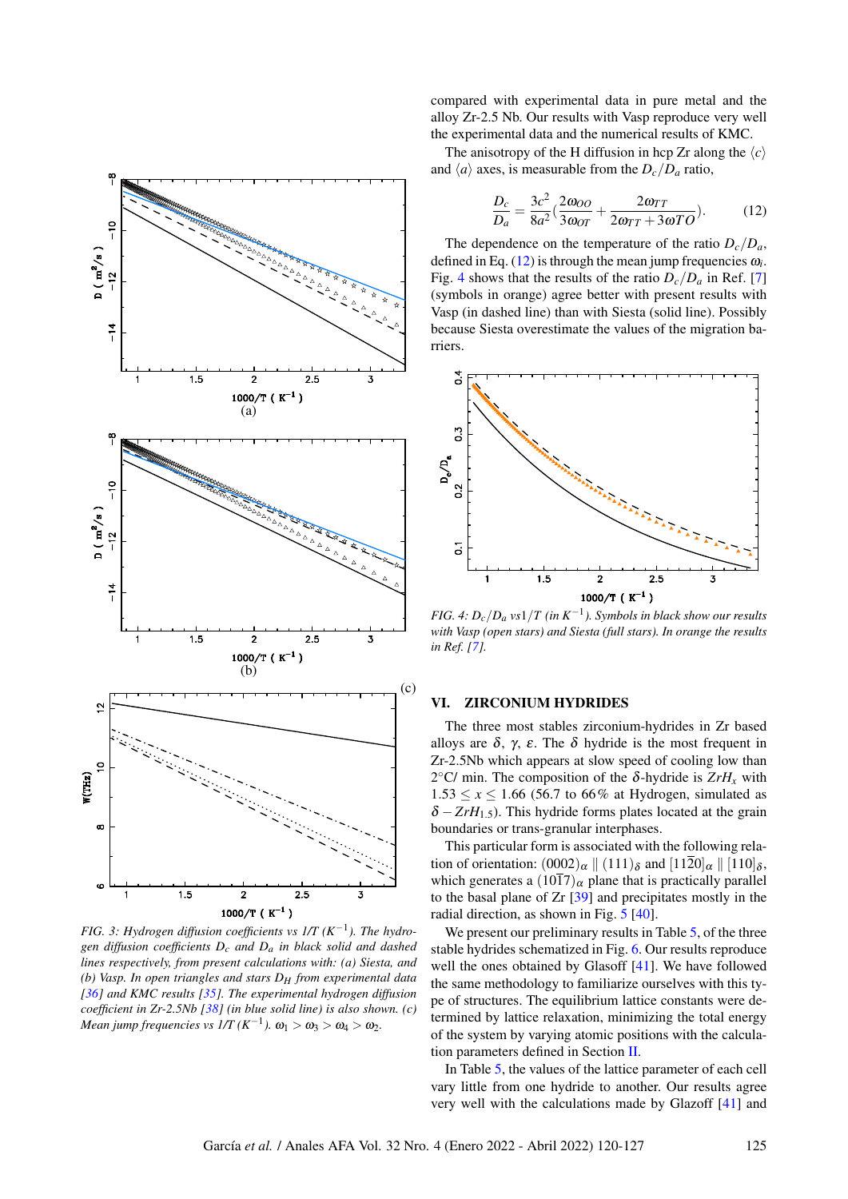FIG. 3: *Hydrogen diffusion coefficients vs 1/T ($K^{-1}$). The hydrogen diffusion coefficients $D_c$ and $D_a$ in black solid and dashed lines respectively, from present calculations with: (a) Siesta, and (b) Vasp. In open triangles and stars $D_H$ from experimental data [36] and KMC results [35]. The experimental hydrogen diffusion coefficient in Zr-2.5Nb [38] (in blue solid line) is also shown. (c) Mean jump frequencies vs 1/T ($K^{-1}$). $\omega_1 > \omega_3 > \omega_4 > \omega_2$.*

compared with experimental data in pure metal and the alloy Zr-2.5 Nb. Our results with Vasp reproduce very well the experimental data and the numerical results of KMC.

The anisotropy of the H diffusion in hcp Zr along the $\langle c \rangle$ and $\langle a \rangle$ axes, is measurable from the $D_c/D_a$ ratio,

$$\frac{D_c}{D_a} = \frac{3c^2}{8a^2}\left(\frac{2\omega_{OO}}{3\omega_{OT}} + \frac{2\omega_{TT}}{2\omega_{TT} + 3\omega TO}\right). \tag{12}$$

The dependence on the temperature of the ratio $D_c/D_a$, defined in Eq. (12) is through the mean jump frequencies $\omega_i$. Fig. 4 shows that the results of the ratio $D_c/D_a$ in Ref. [7] (symbols in orange) agree better with present results with Vasp (in dashed line) than with Siesta (solid line). Possibly because Siesta overestimate the values of the migration barriers.

FIG. 4: *$D_c/D_a$ vs$1/T$ (in $K^{-1}$). Symbols in black show our results with Vasp (open stars) and Siesta (full stars). In orange the results in Ref. [7].*

## VI. ZIRCONIUM HYDRIDES

The three most stables zirconium-hydrides in Zr based alloys are $\delta$, $\gamma$, $\varepsilon$. The $\delta$ hydride is the most frequent in Zr-2.5Nb which appears at slow speed of cooling low than 2°C/ min. The composition of the $\delta$-hydride is $ZrH_x$ with $1.53 \leq x \leq 1.66$ (56.7 to 66% at Hydrogen, simulated as $\delta - ZrH_{1.5}$). This hydride forms plates located at the grain boundaries or trans-granular interphases.

This particular form is associated with the following relation of orientation: $(0002)_\alpha \parallel (111)_\delta$ and $[11\bar{2}0]_\alpha \parallel [110]_\delta$, which generates a $(10\bar{1}7)_\alpha$ plane that is practically parallel to the basal plane of Zr [39] and precipitates mostly in the radial direction, as shown in Fig. 5 [40].

We present our preliminary results in Table 5, of the three stable hydrides schematized in Fig. 6. Our results reproduce well the ones obtained by Glasoff [41]. We have followed the same methodology to familiarize ourselves with this type of structures. The equilibrium lattice constants were determined by lattice relaxation, minimizing the total energy of the system by varying atomic positions with the calculation parameters defined in Section II.

In Table 5, the values of the lattice parameter of each cell vary little from one hydride to another. Our results agree very well with the calculations made by Glazoff [41] and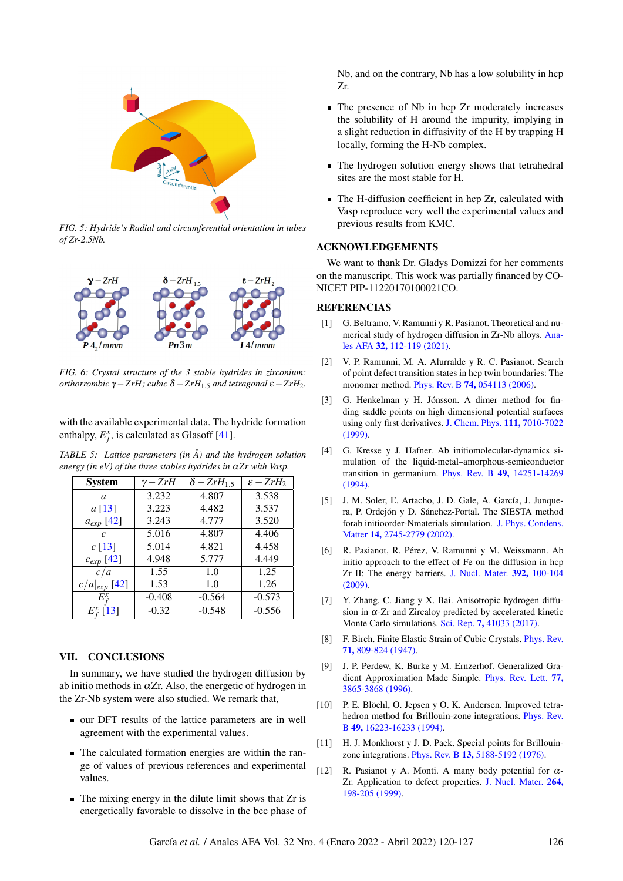FIG. 5: Hydride's Radial and circumferential orientation in tubes of Zr-2.5Nb.

FIG. 6: Crystal structure of the 3 stable hydrides in zirconium: orthorrombic $\gamma-ZrH$; cubic $\delta-ZrH_{1.5}$ and tetragonal $\varepsilon-ZrH_2$.

with the available experimental data. The hydride formation enthalpy, $E_f^x$, is calculated as Glasoff [41].

TABLE 5: Lattice parameters (in Å) and the hydrogen solution energy (in eV) of the three stables hydrides in $\alpha$Zr with Vasp.

| System | $\gamma-ZrH$ | $\delta-ZrH_{1.5}$ | $\varepsilon-ZrH_2$ |
|---|---|---|---|
| $a$ | 3.232 | 4.807 | 3.538 |
| $a$ [13] | 3.223 | 4.482 | 3.537 |
| $a_{exp}$ [42] | 3.243 | 4.777 | 3.520 |
| $c$ | 5.016 | 4.807 | 4.406 |
| $c$ [13] | 5.014 | 4.821 | 4.458 |
| $c_{exp}$ [42] | 4.948 | 5.777 | 4.449 |
| $c/a$ | 1.55 | 1.0 | 1.25 |
| $c/a\|_{exp}$ [42] | 1.53 | 1.0 | 1.26 |
| $E_f^x$ | -0.408 | -0.564 | -0.573 |
| $E_f^x$ [13] | -0.32 | -0.548 | -0.556 |

## VII. CONCLUSIONS

In summary, we have studied the hydrogen diffusion by ab initio methods in $\alpha$Zr. Also, the energetic of hydrogen in the Zr-Nb system were also studied. We remark that,

- our DFT results of the lattice parameters are in well agreement with the experimental values.
- The calculated formation energies are within the range of values of previous references and experimental values.
- The mixing energy in the dilute limit shows that Zr is energetically favorable to dissolve in the bcc phase of Nb, and on the contrary, Nb has a low solubility in hcp Zr.
- The presence of Nb in hcp Zr moderately increases the solubility of H around the impurity, implying in a slight reduction in diffusivity of the H by trapping H locally, forming the H-Nb complex.
- The hydrogen solution energy shows that tetrahedral sites are the most stable for H.
- The H-diffusion coefficient in hcp Zr, calculated with Vasp reproduce very well the experimental values and previous results from KMC.

## ACKNOWLEDGEMENTS

We want to thank Dr. Gladys Domizzi for her comments on the manuscript. This work was partially financed by CONICET PIP-11220170100021CO.

## REFERENCIAS

[1] G. Beltramo, V. Ramunni y R. Pasianot. Theoretical and numerical study of hydrogen diffusion in Zr-Nb alloys. Anales AFA **32,** 112-119 (2021).

[2] V. P. Ramunni, M. A. Alurralde y R. C. Pasianot. Search of point defect transition states in hcp twin boundaries: The monomer method. Phys. Rev. B **74,** 054113 (2006).

[3] G. Henkelman y H. Jónsson. A dimer method for finding saddle points on high dimensional potential surfaces using only first derivatives. J. Chem. Phys. **111,** 7010-7022 (1999).

[4] G. Kresse y J. Hafner. Ab initiomolecular-dynamics simulation of the liquid-metal–amorphous-semiconductor transition in germanium. Phys. Rev. B **49,** 14251-14269 (1994).

[5] J. M. Soler, E. Artacho, J. D. Gale, A. García, J. Junquera, P. Ordejón y D. Sánchez-Portal. The SIESTA method forab initioorder-Nmaterials simulation. J. Phys. Condens. Matter **14,** 2745-2779 (2002).

[6] R. Pasianot, R. Pérez, V. Ramunni y M. Weissmann. Ab initio approach to the effect of Fe on the diffusion in hcp Zr II: The energy barriers. J. Nucl. Mater. **392,** 100-104 (2009).

[7] Y. Zhang, C. Jiang y X. Bai. Anisotropic hydrogen diffusion in $\alpha$-Zr and Zircaloy predicted by accelerated kinetic Monte Carlo simulations. Sci. Rep. **7,** 41033 (2017).

[8] F. Birch. Finite Elastic Strain of Cubic Crystals. Phys. Rev. **71,** 809-824 (1947).

[9] J. P. Perdew, K. Burke y M. Ernzerhof. Generalized Gradient Approximation Made Simple. Phys. Rev. Lett. **77,** 3865-3868 (1996).

[10] P. E. Blöchl, O. Jepsen y O. K. Andersen. Improved tetrahedron method for Brillouin-zone integrations. Phys. Rev. B **49,** 16223-16233 (1994).

[11] H. J. Monkhorst y J. D. Pack. Special points for Brillouin-zone integrations. Phys. Rev. B **13,** 5188-5192 (1976).

[12] R. Pasianot y A. Monti. A many body potential for $\alpha$-Zr. Application to defect properties. J. Nucl. Mater. **264,** 198-205 (1999).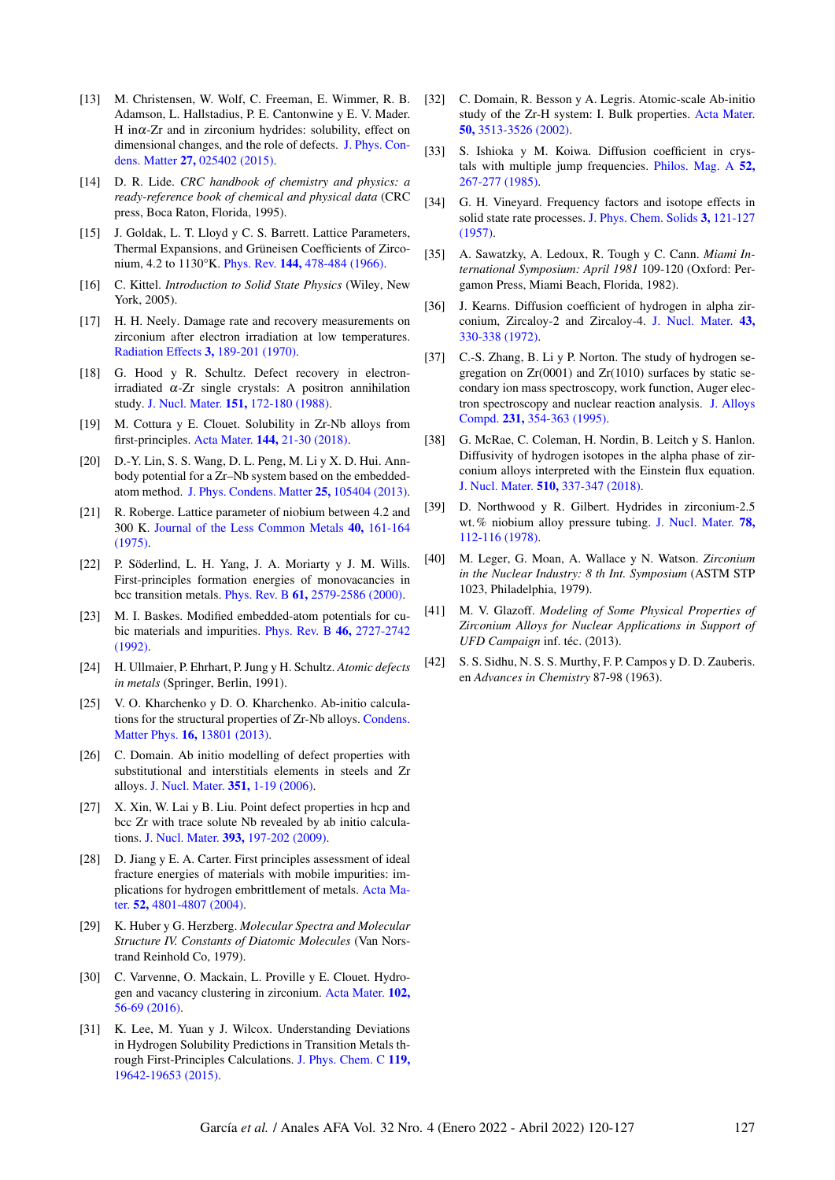[13] M. Christensen, W. Wolf, C. Freeman, E. Wimmer, R. B. Adamson, L. Hallstadius, P. E. Cantonwine y E. V. Mader. H in$\alpha$-Zr and in zirconium hydrides: solubility, effect on dimensional changes, and the role of defects. J. Phys. Condens. Matter **27,** 025402 (2015).

[14] D. R. Lide. *CRC handbook of chemistry and physics: a ready-reference book of chemical and physical data* (CRC press, Boca Raton, Florida, 1995).

[15] J. Goldak, L. T. Lloyd y C. S. Barrett. Lattice Parameters, Thermal Expansions, and Grüneisen Coefficients of Zirconium, 4.2 to 1130°K. Phys. Rev. **144,** 478-484 (1966).

[16] C. Kittel. *Introduction to Solid State Physics* (Wiley, New York, 2005).

[17] H. H. Neely. Damage rate and recovery measurements on zirconium after electron irradiation at low temperatures. Radiation Effects **3,** 189-201 (1970).

[18] G. Hood y R. Schultz. Defect recovery in electron-irradiated $\alpha$-Zr single crystals: A positron annihilation study. J. Nucl. Mater. **151,** 172-180 (1988).

[19] M. Cottura y E. Clouet. Solubility in Zr-Nb alloys from first-principles. Acta Mater. **144,** 21-30 (2018).

[20] D.-Y. Lin, S. S. Wang, D. L. Peng, M. Li y X. D. Hui. Ann-body potential for a Zr–Nb system based on the embedded-atom method. J. Phys. Condens. Matter **25,** 105404 (2013).

[21] R. Roberge. Lattice parameter of niobium between 4.2 and 300 K. Journal of the Less Common Metals **40,** 161-164 (1975).

[22] P. Söderlind, L. H. Yang, J. A. Moriarty y J. M. Wills. First-principles formation energies of monovacancies in bcc transition metals. Phys. Rev. B **61,** 2579-2586 (2000).

[23] M. I. Baskes. Modified embedded-atom potentials for cubic materials and impurities. Phys. Rev. B **46,** 2727-2742 (1992).

[24] H. Ullmaier, P. Ehrhart, P. Jung y H. Schultz. *Atomic defects in metals* (Springer, Berlin, 1991).

[25] V. O. Kharchenko y D. O. Kharchenko. Ab-initio calculations for the structural properties of Zr-Nb alloys. Condens. Matter Phys. **16,** 13801 (2013).

[26] C. Domain. Ab initio modelling of defect properties with substitutional and interstitials elements in steels and Zr alloys. J. Nucl. Mater. **351,** 1-19 (2006).

[27] X. Xin, W. Lai y B. Liu. Point defect properties in hcp and bcc Zr with trace solute Nb revealed by ab initio calculations. J. Nucl. Mater. **393,** 197-202 (2009).

[28] D. Jiang y E. A. Carter. First principles assessment of ideal fracture energies of materials with mobile impurities: implications for hydrogen embrittlement of metals. Acta Mater. **52,** 4801-4807 (2004).

[29] K. Huber y G. Herzberg. *Molecular Spectra and Molecular Structure IV. Constants of Diatomic Molecules* (Van Norstrand Reinhold Co, 1979).

[30] C. Varvenne, O. Mackain, L. Proville y E. Clouet. Hydrogen and vacancy clustering in zirconium. Acta Mater. **102,** 56-69 (2016).

[31] K. Lee, M. Yuan y J. Wilcox. Understanding Deviations in Hydrogen Solubility Predictions in Transition Metals through First-Principles Calculations. J. Phys. Chem. C **119,** 19642-19653 (2015).

[32] C. Domain, R. Besson y A. Legris. Atomic-scale Ab-initio study of the Zr-H system: I. Bulk properties. Acta Mater. **50,** 3513-3526 (2002).

[33] S. Ishioka y M. Koiwa. Diffusion coefficient in crystals with multiple jump frequencies. Philos. Mag. A **52,** 267-277 (1985).

[34] G. H. Vineyard. Frequency factors and isotope effects in solid state rate processes. J. Phys. Chem. Solids **3,** 121-127 (1957).

[35] A. Sawatzky, A. Ledoux, R. Tough y C. Cann. *Miami International Symposium: April 1981* 109-120 (Oxford: Pergamon Press, Miami Beach, Florida, 1982).

[36] J. Kearns. Diffusion coefficient of hydrogen in alpha zirconium, Zircaloy-2 and Zircaloy-4. J. Nucl. Mater. **43,** 330-338 (1972).

[37] C.-S. Zhang, B. Li y P. Norton. The study of hydrogen segregation on Zr(0001) and Zr(1010) surfaces by static secondary ion mass spectroscopy, work function, Auger electron spectroscopy and nuclear reaction analysis. J. Alloys Compd. **231,** 354-363 (1995).

[38] G. McRae, C. Coleman, H. Nordin, B. Leitch y S. Hanlon. Diffusivity of hydrogen isotopes in the alpha phase of zirconium alloys interpreted with the Einstein flux equation. J. Nucl. Mater. **510,** 337-347 (2018).

[39] D. Northwood y R. Gilbert. Hydrides in zirconium-2.5 wt.% niobium alloy pressure tubing. J. Nucl. Mater. **78,** 112-116 (1978).

[40] M. Leger, G. Moan, A. Wallace y N. Watson. *Zirconium in the Nuclear Industry: 8 th Int. Symposium* (ASTM STP 1023, Philadelphia, 1979).

[41] M. V. Glazoff. *Modeling of Some Physical Properties of Zirconium Alloys for Nuclear Applications in Support of UFD Campaign* inf. téc. (2013).

[42] S. S. Sidhu, N. S. S. Murthy, F. P. Campos y D. D. Zauberis. en *Advances in Chemistry* 87-98 (1963).